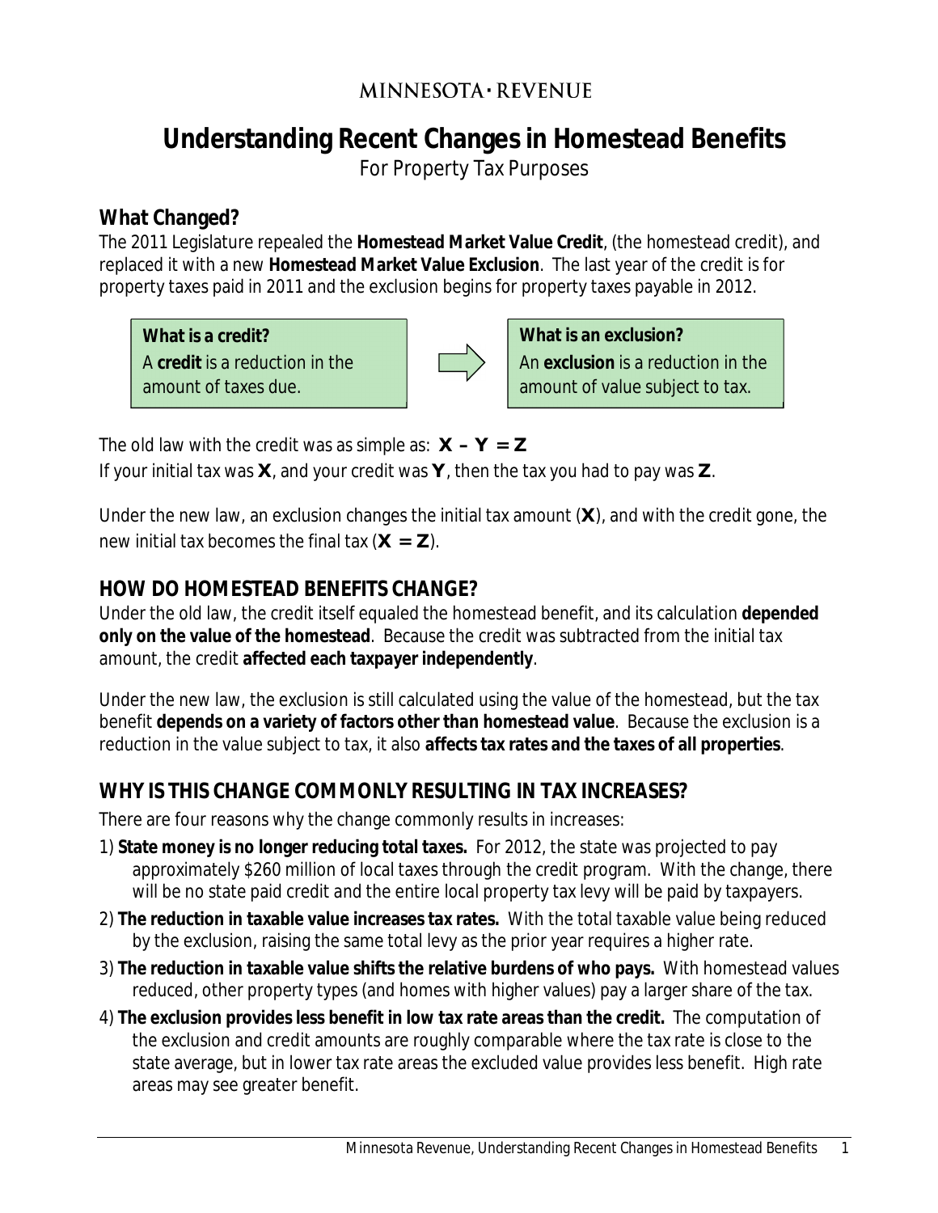MINNESOTA · REVENUE

# Understanding Recent Changes in Homestead Benefits

For Property Tax Purposes

## What Changed?

The 2011 Legislature repealed the **Homestead Market Value Credit**, (the homestead credit), and replaced it with a new **Homestead Market Value Exclusion**. The last year of the credit is for property taxes paid in 2011 and the exclusion begins for property taxes payable in 2012.

**What is a credit?**
A **credit** is a reduction in the amount of taxes due.

**What is an exclusion?**
An **exclusion** is a reduction in the amount of value subject to tax.

The old law with the credit was as simple as: $\mathbf{X - Y = Z}$

If your initial tax was **X**, and your credit was **Y**, then the tax you had to pay was **Z**.

Under the new law, an exclusion changes the initial tax amount (**X**), and with the credit gone, the new initial tax becomes the final tax ($\mathbf{X = Z}$).

## HOW DO HOMESTEAD BENEFITS CHANGE?

Under the old law, the credit itself equaled the homestead benefit, and its calculation **depended only on the value of the homestead**. Because the credit was subtracted from the initial tax amount, the credit **affected each taxpayer independently**.

Under the new law, the exclusion is still calculated using the value of the homestead, but the tax benefit **depends on a variety of factors other than homestead value**. Because the exclusion is a reduction in the value subject to tax, it also **affects tax rates and the taxes of all properties**.

## WHY IS THIS CHANGE COMMONLY RESULTING IN TAX INCREASES?

There are four reasons why the change commonly results in increases:

1) **State money is no longer reducing total taxes.** For 2012, the state was projected to pay approximately $260 million of local taxes through the credit program. With the change, there will be no state paid credit and the entire local property tax levy will be paid by taxpayers.
2) **The reduction in taxable value increases tax rates.** With the total taxable value being reduced by the exclusion, raising the same total levy as the prior year requires a higher rate.
3) **The reduction in taxable value shifts the relative burdens of who pays.** With homestead values reduced, other property types (and homes with higher values) pay a larger share of the tax.
4) **The exclusion provides less benefit in low tax rate areas than the credit.** The computation of the exclusion and credit amounts are roughly comparable where the tax rate is close to the state average, but in lower tax rate areas the excluded value provides less benefit. High rate areas may see greater benefit.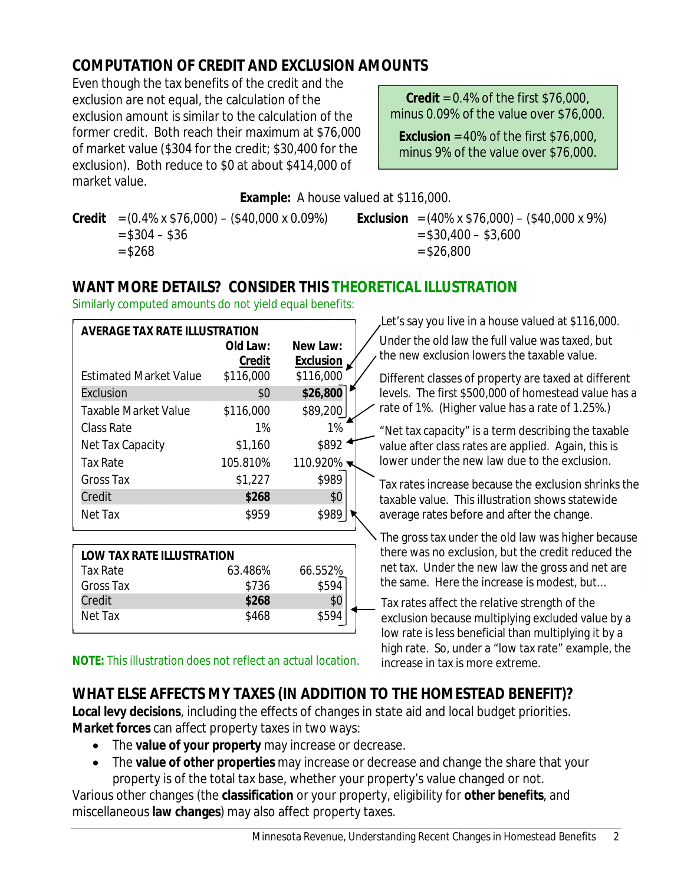## COMPUTATION OF CREDIT AND EXCLUSION AMOUNTS

Even though the tax benefits of the credit and the exclusion are not equal, the calculation of the exclusion amount is similar to the calculation of the former credit. Both reach their maximum at $76,000 of market value ($304 for the credit; $30,400 for the exclusion). Both reduce to $0 at about $414,000 of market value.

> **Credit** = 0.4% of the first $76,000, minus 0.09% of the value over $76,000.
>
> **Exclusion** = 40% of the first $76,000, minus 9% of the value over $76,000.

**Example:** A house valued at $116,000.

**Credit** = (0.4% x $76,000) – ($40,000 x 0.09%)
= $304 – $36
= $268

**Exclusion** = (40% x $76,000) – ($40,000 x 9%)
= $30,400 – $3,600
= $26,800

## WANT MORE DETAILS? CONSIDER THIS THEORETICAL ILLUSTRATION

Similarly computed amounts do not yield equal benefits:

| AVERAGE TAX RATE ILLUSTRATION | Old Law: Credit | New Law: Exclusion |
|---|---|---|
| Estimated Market Value | $116,000 | $116,000 |
| Exclusion | $0 | **$26,800** |
| Taxable Market Value | $116,000 | $89,200 |
| Class Rate | 1% | 1% |
| Net Tax Capacity | $1,160 | $892 |
| Tax Rate | 105.810% | 110.920% |
| Gross Tax | $1,227 | $989 |
| Credit | **$268** | $0 |
| Net Tax | $959 | $989 |

| LOW TAX RATE ILLUSTRATION | | |
|---|---|---|
| Tax Rate | 63.486% | 66.552% |
| Gross Tax | $736 | $594 |
| Credit | **$268** | $0 |
| Net Tax | $468 | $594 |

**NOTE:** This illustration does not reflect an actual location.

Let's say you live in a house valued at $116,000.

Under the old law the full value was taxed, but the new exclusion lowers the taxable value.

Different classes of property are taxed at different levels. The first $500,000 of homestead value has a rate of 1%. (Higher value has a rate of 1.25%.)

"Net tax capacity" is a term describing the taxable value after class rates are applied. Again, this is lower under the new law due to the exclusion.

Tax rates increase because the exclusion shrinks the taxable value. This illustration shows statewide average rates before and after the change.

The gross tax under the old law was higher because there was no exclusion, but the credit reduced the net tax. Under the new law the gross and net are the same. Here the increase is modest, but…

Tax rates affect the relative strength of the exclusion because multiplying excluded value by a low rate is less beneficial than multiplying it by a high rate. So, under a "low tax rate" example, the increase in tax is more extreme.

## WHAT ELSE AFFECTS MY TAXES (IN ADDITION TO THE HOMESTEAD BENEFIT)?

**Local levy decisions**, including the effects of changes in state aid and local budget priorities.

**Market forces** can affect property taxes in two ways:

- The **value of your property** may increase or decrease.
- The **value of other properties** may increase or decrease and change the share that your property is of the total tax base, whether your property's value changed or not.

Various other changes (the **classification** or your property, eligibility for **other benefits**, and miscellaneous **law changes**) may also affect property taxes.